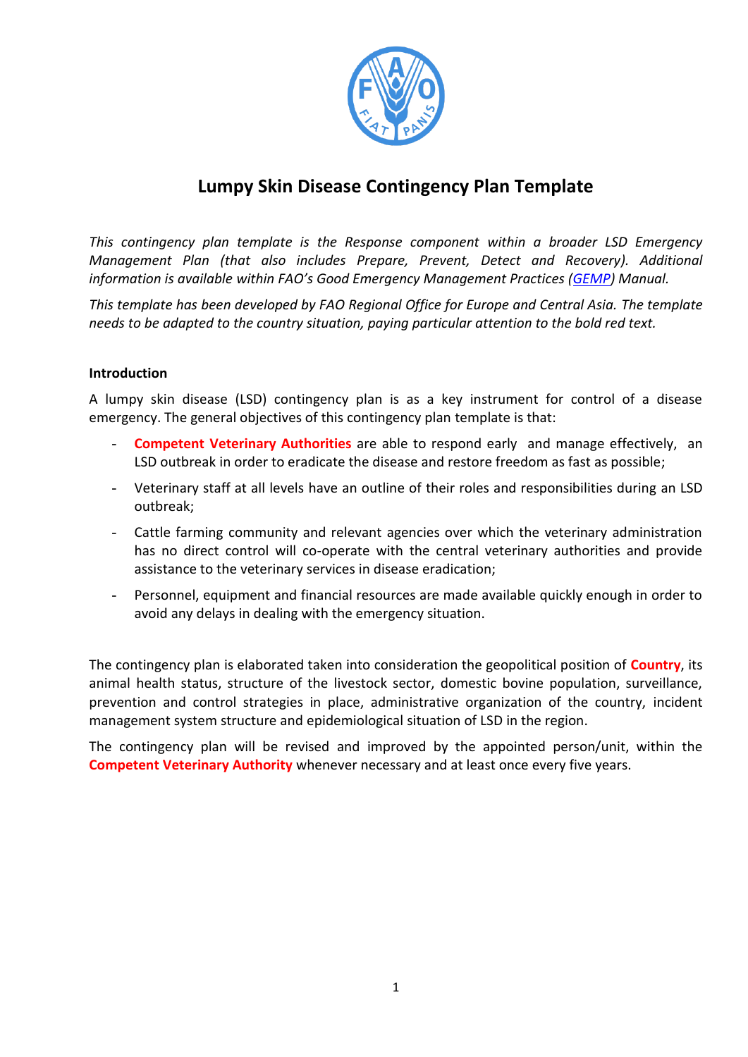# Lumpy Skin Disease Contingency Plan Template

*This contingency plan template is the Response component within a broader LSD Emergency Management Plan (that also includes Prepare, Prevent, Detect and Recovery). Additional information is available within FAO's Good Emergency Management Practices (GEMP) Manual.*

*This template has been developed by FAO Regional Office for Europe and Central Asia. The template needs to be adapted to the country situation, paying particular attention to the bold red text.*

**Introduction**

A lumpy skin disease (LSD) contingency plan is as a key instrument for control of a disease emergency. The general objectives of this contingency plan template is that:

- **Competent Veterinary Authorities** are able to respond early and manage effectively, an LSD outbreak in order to eradicate the disease and restore freedom as fast as possible;
- Veterinary staff at all levels have an outline of their roles and responsibilities during an LSD outbreak;
- Cattle farming community and relevant agencies over which the veterinary administration has no direct control will co-operate with the central veterinary authorities and provide assistance to the veterinary services in disease eradication;
- Personnel, equipment and financial resources are made available quickly enough in order to avoid any delays in dealing with the emergency situation.

The contingency plan is elaborated taken into consideration the geopolitical position of **Country**, its animal health status, structure of the livestock sector, domestic bovine population, surveillance, prevention and control strategies in place, administrative organization of the country, incident management system structure and epidemiological situation of LSD in the region.

The contingency plan will be revised and improved by the appointed person/unit, within the **Competent Veterinary Authority** whenever necessary and at least once every five years.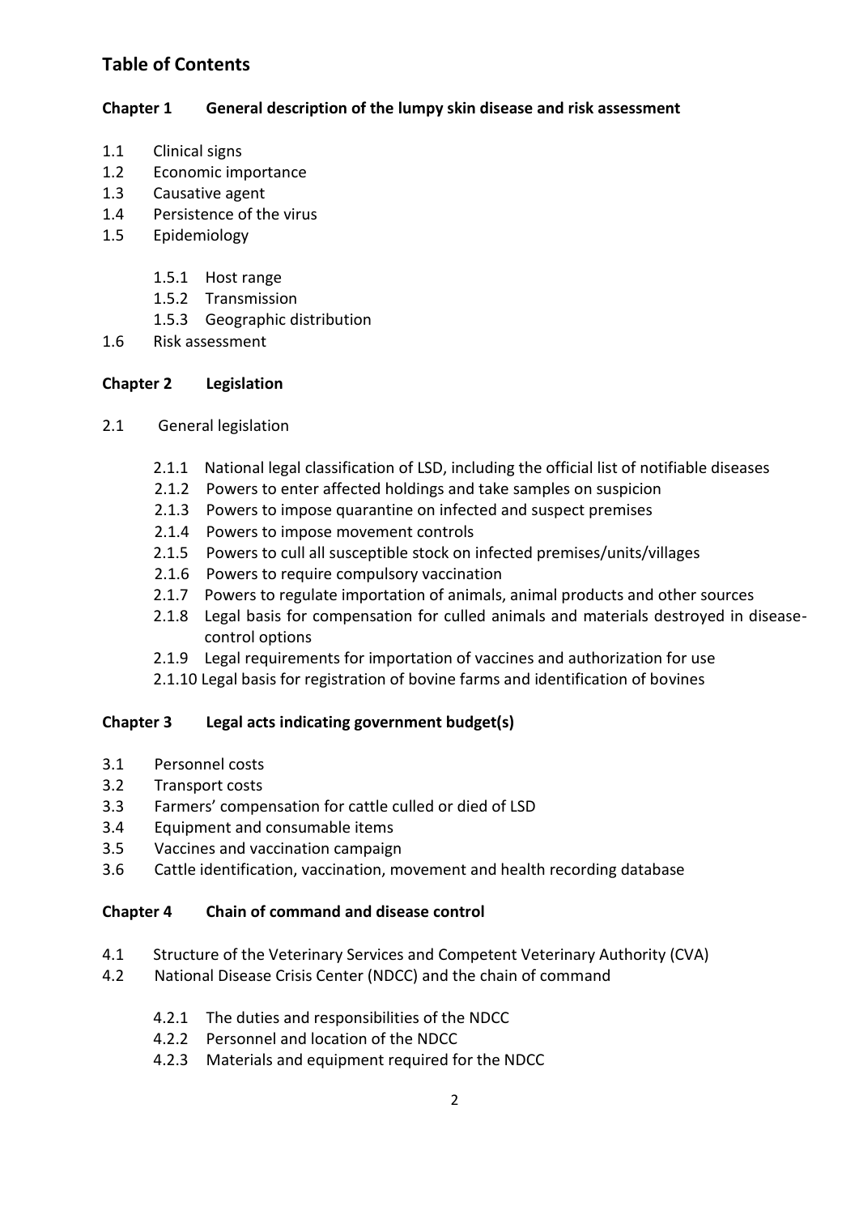# Table of Contents

**Chapter 1 General description of the lumpy skin disease and risk assessment**

1.1 Clinical signs
1.2 Economic importance
1.3 Causative agent
1.4 Persistence of the virus
1.5 Epidemiology

   1.5.1 Host range
   1.5.2 Transmission
   1.5.3 Geographic distribution

1.6 Risk assessment

**Chapter 2 Legislation**

2.1 General legislation

   2.1.1 National legal classification of LSD, including the official list of notifiable diseases
   2.1.2 Powers to enter affected holdings and take samples on suspicion
   2.1.3 Powers to impose quarantine on infected and suspect premises
   2.1.4 Powers to impose movement controls
   2.1.5 Powers to cull all susceptible stock on infected premises/units/villages
   2.1.6 Powers to require compulsory vaccination
   2.1.7 Powers to regulate importation of animals, animal products and other sources
   2.1.8 Legal basis for compensation for culled animals and materials destroyed in disease-control options
   2.1.9 Legal requirements for importation of vaccines and authorization for use
   2.1.10 Legal basis for registration of bovine farms and identification of bovines

**Chapter 3 Legal acts indicating government budget(s)**

3.1 Personnel costs
3.2 Transport costs
3.3 Farmers' compensation for cattle culled or died of LSD
3.4 Equipment and consumable items
3.5 Vaccines and vaccination campaign
3.6 Cattle identification, vaccination, movement and health recording database

**Chapter 4 Chain of command and disease control**

4.1 Structure of the Veterinary Services and Competent Veterinary Authority (CVA)
4.2 National Disease Crisis Center (NDCC) and the chain of command

   4.2.1 The duties and responsibilities of the NDCC
   4.2.2 Personnel and location of the NDCC
   4.2.3 Materials and equipment required for the NDCC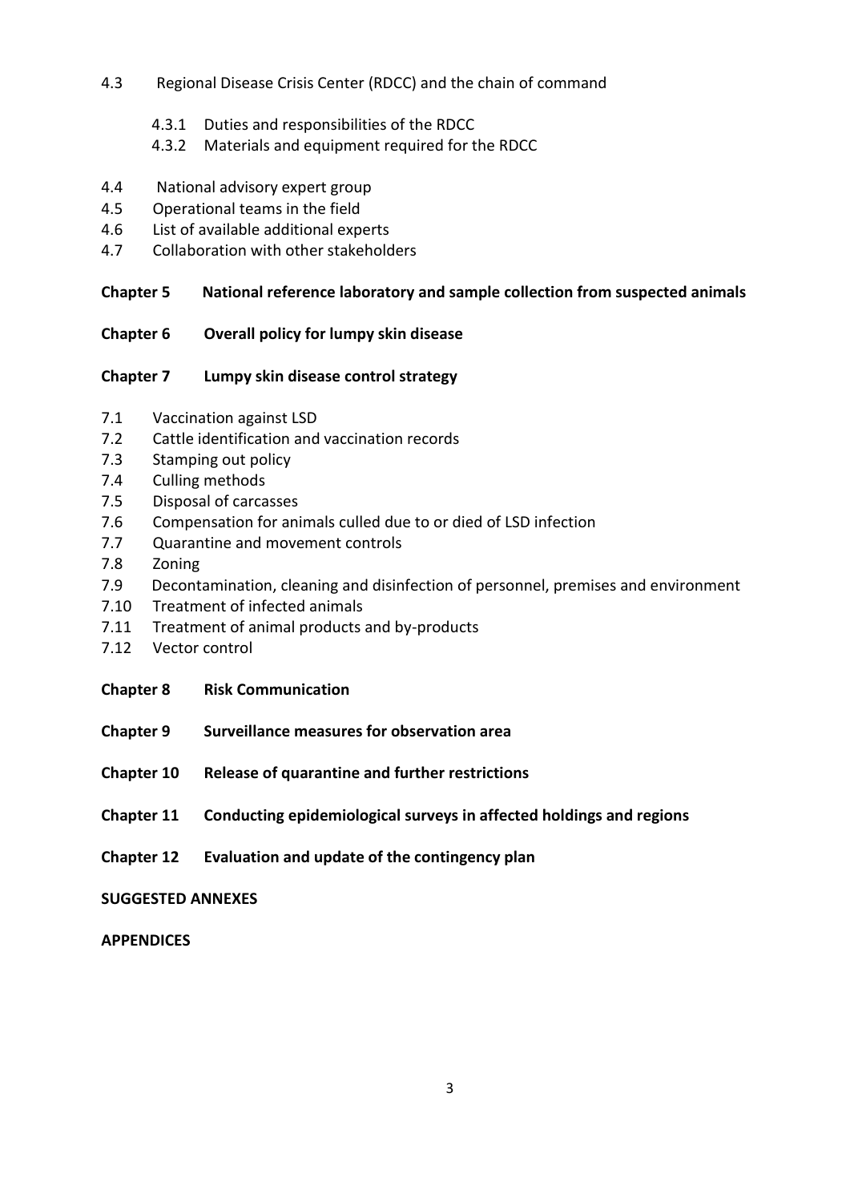4.3 Regional Disease Crisis Center (RDCC) and the chain of command

- 4.3.1 Duties and responsibilities of the RDCC
- 4.3.2 Materials and equipment required for the RDCC

4.4 National advisory expert group

4.5 Operational teams in the field

4.6 List of available additional experts

4.7 Collaboration with other stakeholders

**Chapter 5 National reference laboratory and sample collection from suspected animals**

**Chapter 6 Overall policy for lumpy skin disease**

**Chapter 7 Lumpy skin disease control strategy**

7.1 Vaccination against LSD

7.2 Cattle identification and vaccination records

7.3 Stamping out policy

7.4 Culling methods

7.5 Disposal of carcasses

7.6 Compensation for animals culled due to or died of LSD infection

7.7 Quarantine and movement controls

7.8 Zoning

7.9 Decontamination, cleaning and disinfection of personnel, premises and environment

7.10 Treatment of infected animals

7.11 Treatment of animal products and by-products

7.12 Vector control

**Chapter 8 Risk Communication**

**Chapter 9 Surveillance measures for observation area**

**Chapter 10 Release of quarantine and further restrictions**

**Chapter 11 Conducting epidemiological surveys in affected holdings and regions**

**Chapter 12 Evaluation and update of the contingency plan**

**SUGGESTED ANNEXES**

**APPENDICES**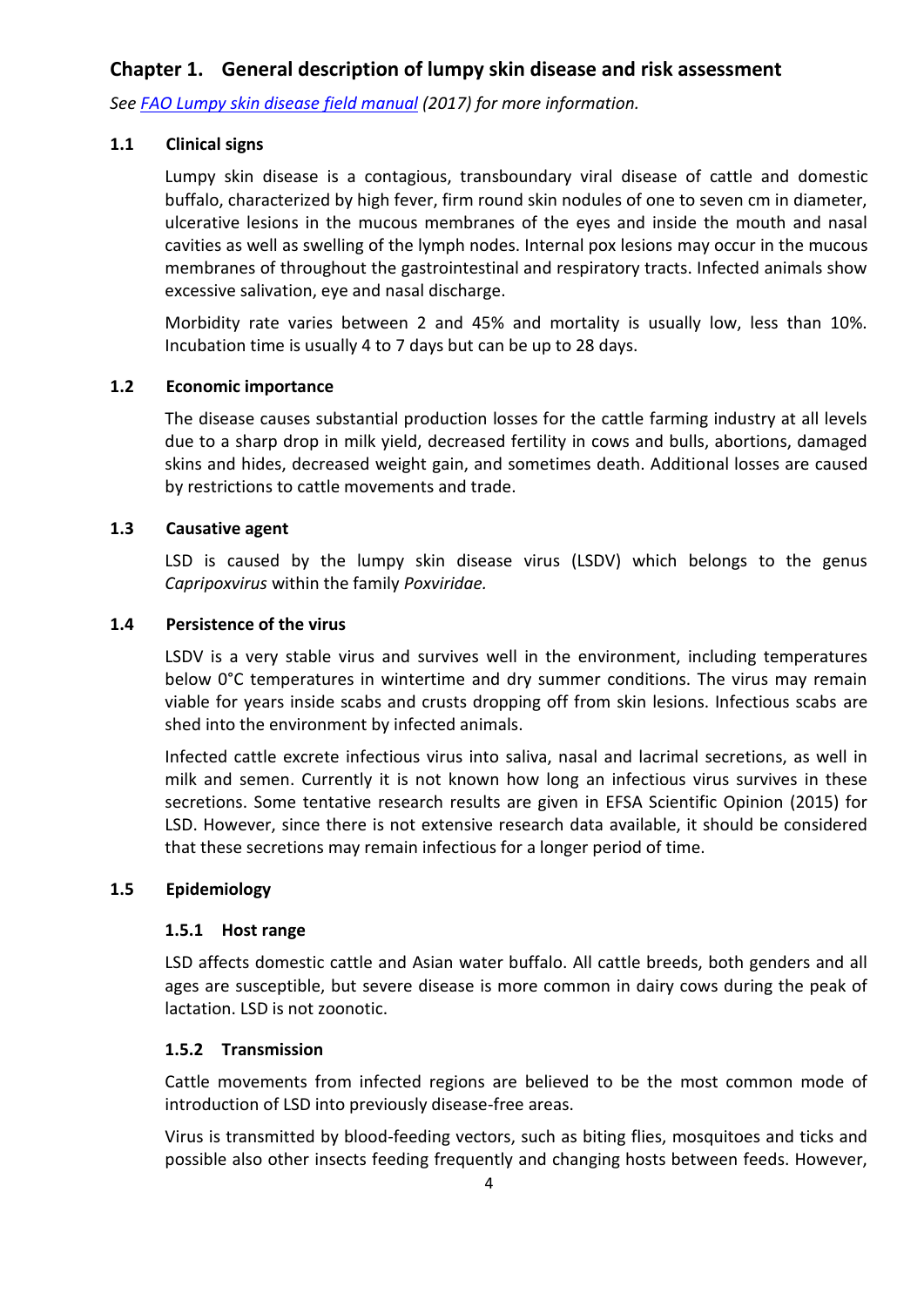## Chapter 1. General description of lumpy skin disease and risk assessment

*See [FAO Lumpy skin disease field manual](FAO Lumpy skin disease field manual) (2017) for more information.*

### 1.1 Clinical signs

Lumpy skin disease is a contagious, transboundary viral disease of cattle and domestic buffalo, characterized by high fever, firm round skin nodules of one to seven cm in diameter, ulcerative lesions in the mucous membranes of the eyes and inside the mouth and nasal cavities as well as swelling of the lymph nodes. Internal pox lesions may occur in the mucous membranes of throughout the gastrointestinal and respiratory tracts. Infected animals show excessive salivation, eye and nasal discharge.

Morbidity rate varies between 2 and 45% and mortality is usually low, less than 10%. Incubation time is usually 4 to 7 days but can be up to 28 days.

### 1.2 Economic importance

The disease causes substantial production losses for the cattle farming industry at all levels due to a sharp drop in milk yield, decreased fertility in cows and bulls, abortions, damaged skins and hides, decreased weight gain, and sometimes death. Additional losses are caused by restrictions to cattle movements and trade.

### 1.3 Causative agent

LSD is caused by the lumpy skin disease virus (LSDV) which belongs to the genus *Capripoxvirus* within the family *Poxviridae.*

### 1.4 Persistence of the virus

LSDV is a very stable virus and survives well in the environment, including temperatures below 0°C temperatures in wintertime and dry summer conditions. The virus may remain viable for years inside scabs and crusts dropping off from skin lesions. Infectious scabs are shed into the environment by infected animals.

Infected cattle excrete infectious virus into saliva, nasal and lacrimal secretions, as well in milk and semen. Currently it is not known how long an infectious virus survives in these secretions. Some tentative research results are given in EFSA Scientific Opinion (2015) for LSD. However, since there is not extensive research data available, it should be considered that these secretions may remain infectious for a longer period of time.

### 1.5 Epidemiology

#### 1.5.1 Host range

LSD affects domestic cattle and Asian water buffalo. All cattle breeds, both genders and all ages are susceptible, but severe disease is more common in dairy cows during the peak of lactation. LSD is not zoonotic.

#### 1.5.2 Transmission

Cattle movements from infected regions are believed to be the most common mode of introduction of LSD into previously disease-free areas.

Virus is transmitted by blood-feeding vectors, such as biting flies, mosquitoes and ticks and possible also other insects feeding frequently and changing hosts between feeds. However,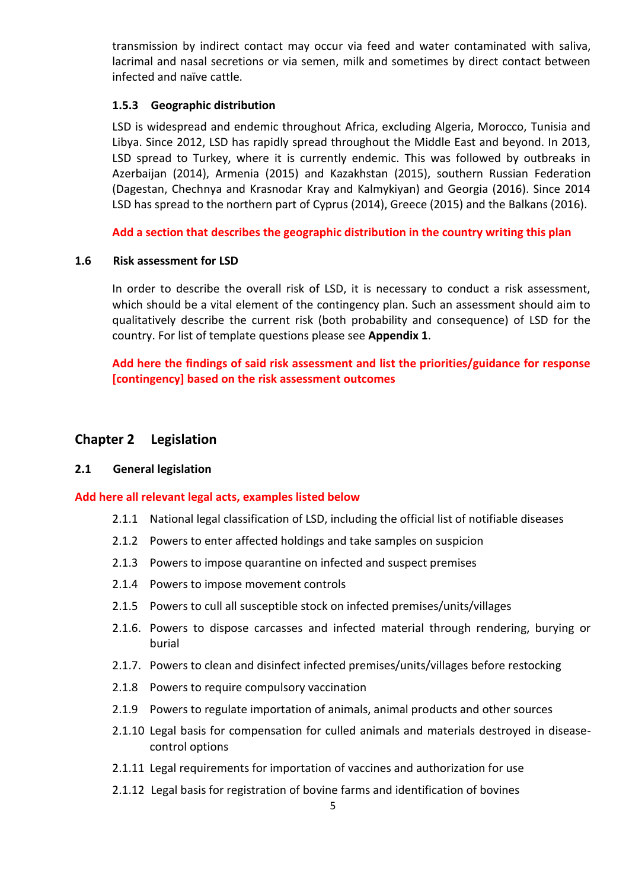transmission by indirect contact may occur via feed and water contaminated with saliva, lacrimal and nasal secretions or via semen, milk and sometimes by direct contact between infected and naïve cattle.

#### 1.5.3 Geographic distribution

LSD is widespread and endemic throughout Africa, excluding Algeria, Morocco, Tunisia and Libya. Since 2012, LSD has rapidly spread throughout the Middle East and beyond. In 2013, LSD spread to Turkey, where it is currently endemic. This was followed by outbreaks in Azerbaijan (2014), Armenia (2015) and Kazakhstan (2015), southern Russian Federation (Dagestan, Chechnya and Krasnodar Kray and Kalmykiyan) and Georgia (2016). Since 2014 LSD has spread to the northern part of Cyprus (2014), Greece (2015) and the Balkans (2016).

**Add a section that describes the geographic distribution in the country writing this plan**

### 1.6 Risk assessment for LSD

In order to describe the overall risk of LSD, it is necessary to conduct a risk assessment, which should be a vital element of the contingency plan. Such an assessment should aim to qualitatively describe the current risk (both probability and consequence) of LSD for the country. For list of template questions please see **Appendix 1**.

**Add here the findings of said risk assessment and list the priorities/guidance for response [contingency] based on the risk assessment outcomes**

## Chapter 2 Legislation

### 2.1 General legislation

**Add here all relevant legal acts, examples listed below**

- 2.1.1 National legal classification of LSD, including the official list of notifiable diseases
- 2.1.2 Powers to enter affected holdings and take samples on suspicion
- 2.1.3 Powers to impose quarantine on infected and suspect premises
- 2.1.4 Powers to impose movement controls
- 2.1.5 Powers to cull all susceptible stock on infected premises/units/villages
- 2.1.6. Powers to dispose carcasses and infected material through rendering, burying or burial
- 2.1.7. Powers to clean and disinfect infected premises/units/villages before restocking
- 2.1.8 Powers to require compulsory vaccination
- 2.1.9 Powers to regulate importation of animals, animal products and other sources
- 2.1.10 Legal basis for compensation for culled animals and materials destroyed in disease-control options
- 2.1.11 Legal requirements for importation of vaccines and authorization for use
- 2.1.12 Legal basis for registration of bovine farms and identification of bovines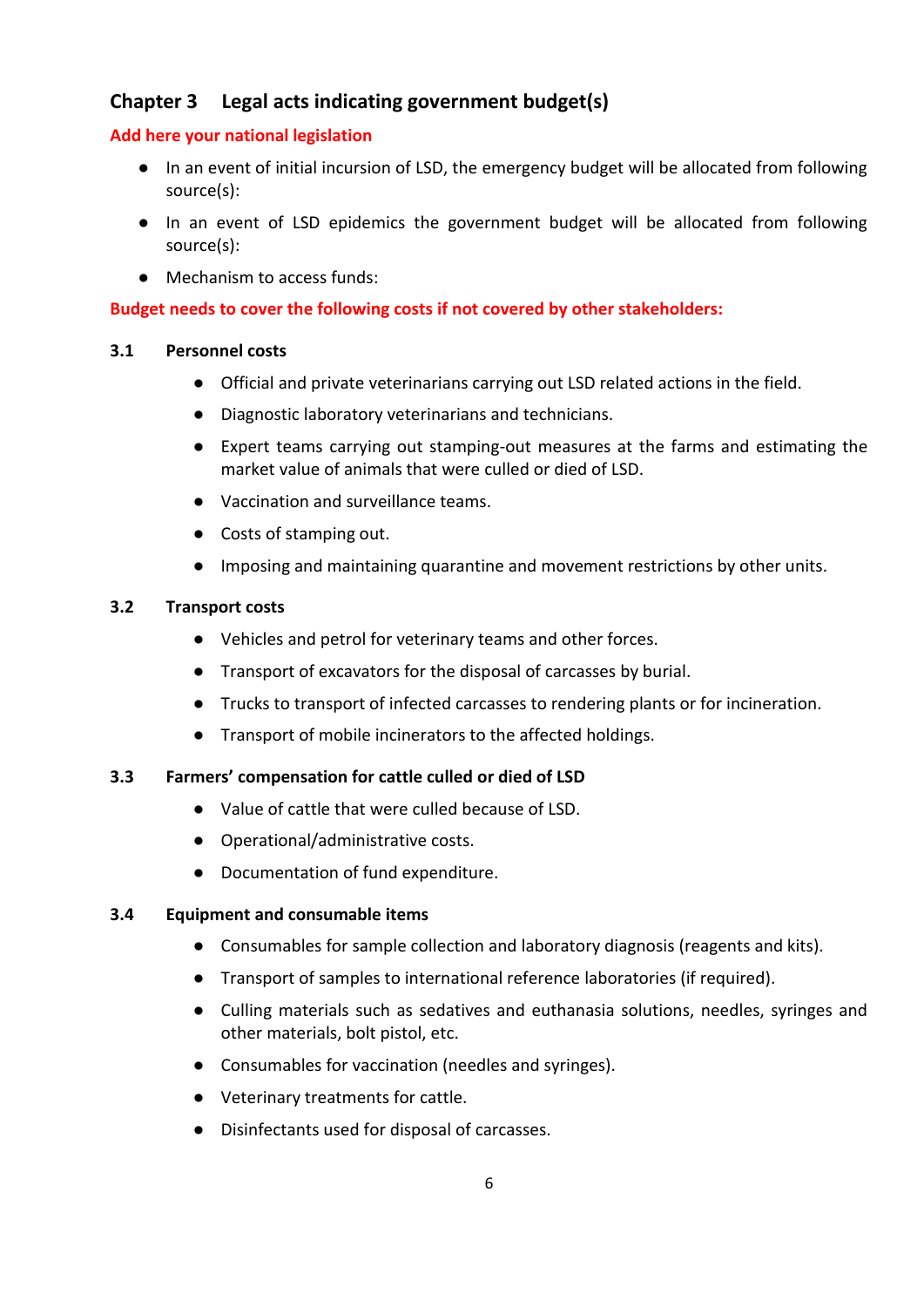## Chapter 3 Legal acts indicating government budget(s)

**Add here your national legislation**

- In an event of initial incursion of LSD, the emergency budget will be allocated from following source(s):
- In an event of LSD epidemics the government budget will be allocated from following source(s):
- Mechanism to access funds:

**Budget needs to cover the following costs if not covered by other stakeholders:**

### 3.1 Personnel costs

- Official and private veterinarians carrying out LSD related actions in the field.
- Diagnostic laboratory veterinarians and technicians.
- Expert teams carrying out stamping-out measures at the farms and estimating the market value of animals that were culled or died of LSD.
- Vaccination and surveillance teams.
- Costs of stamping out.
- Imposing and maintaining quarantine and movement restrictions by other units.

### 3.2 Transport costs

- Vehicles and petrol for veterinary teams and other forces.
- Transport of excavators for the disposal of carcasses by burial.
- Trucks to transport of infected carcasses to rendering plants or for incineration.
- Transport of mobile incinerators to the affected holdings.

### 3.3 Farmers' compensation for cattle culled or died of LSD

- Value of cattle that were culled because of LSD.
- Operational/administrative costs.
- Documentation of fund expenditure.

### 3.4 Equipment and consumable items

- Consumables for sample collection and laboratory diagnosis (reagents and kits).
- Transport of samples to international reference laboratories (if required).
- Culling materials such as sedatives and euthanasia solutions, needles, syringes and other materials, bolt pistol, etc.
- Consumables for vaccination (needles and syringes).
- Veterinary treatments for cattle.
- Disinfectants used for disposal of carcasses.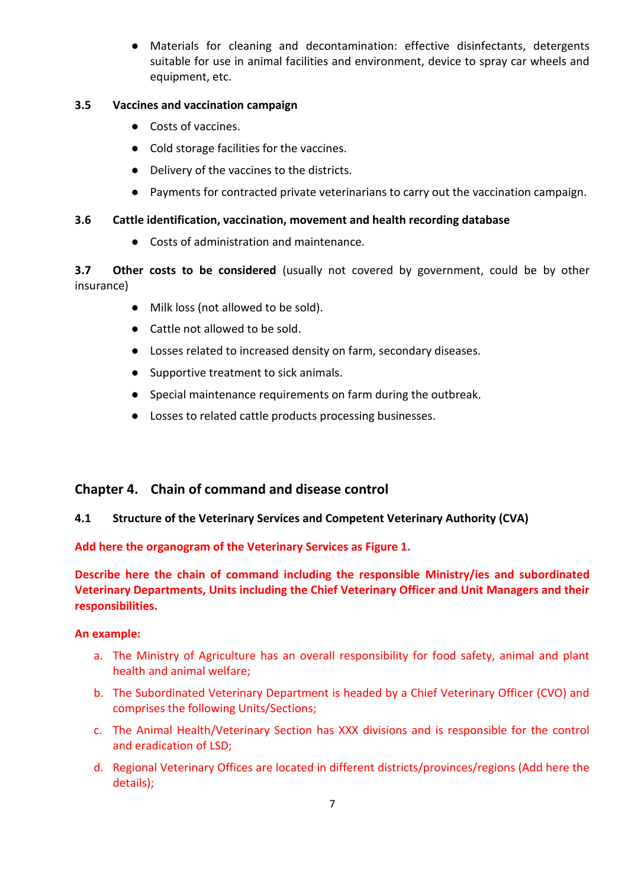- Materials for cleaning and decontamination: effective disinfectants, detergents suitable for use in animal facilities and environment, device to spray car wheels and equipment, etc.

### 3.5 Vaccines and vaccination campaign

- Costs of vaccines.
- Cold storage facilities for the vaccines.
- Delivery of the vaccines to the districts.
- Payments for contracted private veterinarians to carry out the vaccination campaign.

### 3.6 Cattle identification, vaccination, movement and health recording database

- Costs of administration and maintenance.

**3.7 Other costs to be considered** (usually not covered by government, could be by other insurance)

- Milk loss (not allowed to be sold).
- Cattle not allowed to be sold.
- Losses related to increased density on farm, secondary diseases.
- Supportive treatment to sick animals.
- Special maintenance requirements on farm during the outbreak.
- Losses to related cattle products processing businesses.

## Chapter 4. Chain of command and disease control

### 4.1 Structure of the Veterinary Services and Competent Veterinary Authority (CVA)

**Add here the organogram of the Veterinary Services as Figure 1.**

**Describe here the chain of command including the responsible Ministry/ies and subordinated Veterinary Departments, Units including the Chief Veterinary Officer and Unit Managers and their responsibilities.**

**An example:**

a. The Ministry of Agriculture has an overall responsibility for food safety, animal and plant health and animal welfare;
b. The Subordinated Veterinary Department is headed by a Chief Veterinary Officer (CVO) and comprises the following Units/Sections;
c. The Animal Health/Veterinary Section has XXX divisions and is responsible for the control and eradication of LSD;
d. Regional Veterinary Offices are located in different districts/provinces/regions (Add here the details);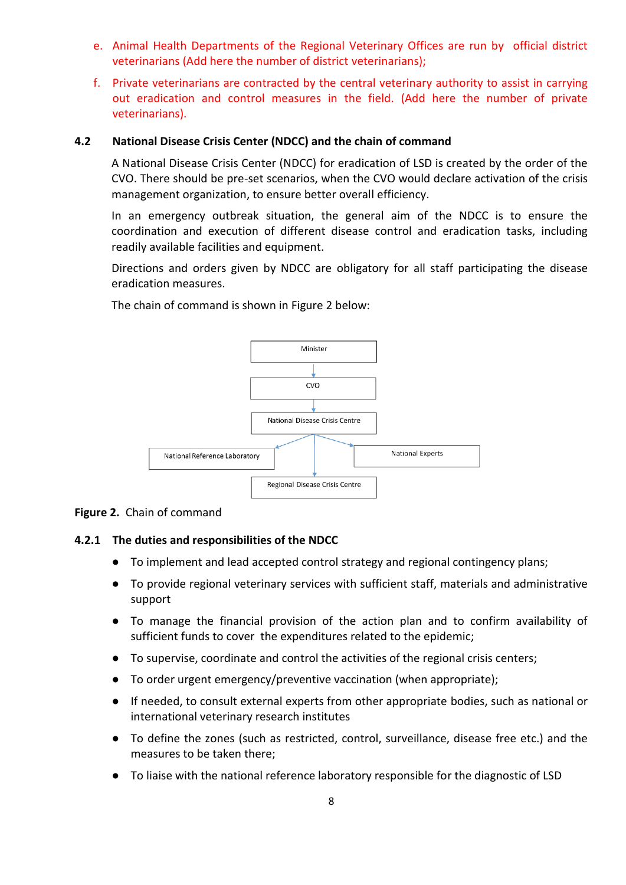e. Animal Health Departments of the Regional Veterinary Offices are run by official district veterinarians (Add here the number of district veterinarians);

f. Private veterinarians are contracted by the central veterinary authority to assist in carrying out eradication and control measures in the field. (Add here the number of private veterinarians).

### 4.2 National Disease Crisis Center (NDCC) and the chain of command

A National Disease Crisis Center (NDCC) for eradication of LSD is created by the order of the CVO. There should be pre-set scenarios, when the CVO would declare activation of the crisis management organization, to ensure better overall efficiency.

In an emergency outbreak situation, the general aim of the NDCC is to ensure the coordination and execution of different disease control and eradication tasks, including readily available facilities and equipment.

Directions and orders given by NDCC are obligatory for all staff participating the disease eradication measures.

The chain of command is shown in Figure 2 below:

Minister → CVO → National Disease Crisis Centre → National Reference Laboratory; National Experts; Regional Disease Crisis Centre

**Figure 2.** Chain of command

#### 4.2.1 The duties and responsibilities of the NDCC

- To implement and lead accepted control strategy and regional contingency plans;
- To provide regional veterinary services with sufficient staff, materials and administrative support
- To manage the financial provision of the action plan and to confirm availability of sufficient funds to cover the expenditures related to the epidemic;
- To supervise, coordinate and control the activities of the regional crisis centers;
- To order urgent emergency/preventive vaccination (when appropriate);
- If needed, to consult external experts from other appropriate bodies, such as national or international veterinary research institutes
- To define the zones (such as restricted, control, surveillance, disease free etc.) and the measures to be taken there;
- To liaise with the national reference laboratory responsible for the diagnostic of LSD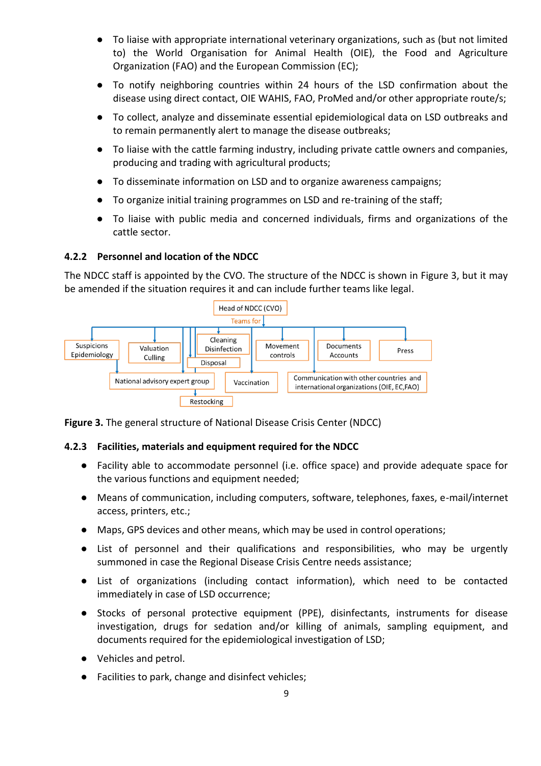- To liaise with appropriate international veterinary organizations, such as (but not limited to) the World Organisation for Animal Health (OIE), the Food and Agriculture Organization (FAO) and the European Commission (EC);
- To notify neighboring countries within 24 hours of the LSD confirmation about the disease using direct contact, OIE WAHIS, FAO, ProMed and/or other appropriate route/s;
- To collect, analyze and disseminate essential epidemiological data on LSD outbreaks and to remain permanently alert to manage the disease outbreaks;
- To liaise with the cattle farming industry, including private cattle owners and companies, producing and trading with agricultural products;
- To disseminate information on LSD and to organize awareness campaigns;
- To organize initial training programmes on LSD and re-training of the staff;
- To liaise with public media and concerned individuals, firms and organizations of the cattle sector.

### 4.2.2 Personnel and location of the NDCC

The NDCC staff is appointed by the CVO. The structure of the NDCC is shown in Figure 3, but it may be amended if the situation requires it and can include further teams like legal.

Head of NDCC (CVO)

Teams for

Suspicions Epidemiology | Valuation Culling | Cleaning Disinfection | Disposal | Movement controls | Documents Accounts | Press | National advisory expert group | Vaccination | Communication with other countries and international organizations (OIE, EC,FAO) | Restocking

**Figure 3.** The general structure of National Disease Crisis Center (NDCC)

### 4.2.3 Facilities, materials and equipment required for the NDCC

- Facility able to accommodate personnel (i.e. office space) and provide adequate space for the various functions and equipment needed;
- Means of communication, including computers, software, telephones, faxes, e-mail/internet access, printers, etc.;
- Maps, GPS devices and other means, which may be used in control operations;
- List of personnel and their qualifications and responsibilities, who may be urgently summoned in case the Regional Disease Crisis Centre needs assistance;
- List of organizations (including contact information), which need to be contacted immediately in case of LSD occurrence;
- Stocks of personal protective equipment (PPE), disinfectants, instruments for disease investigation, drugs for sedation and/or killing of animals, sampling equipment, and documents required for the epidemiological investigation of LSD;
- Vehicles and petrol.
- Facilities to park, change and disinfect vehicles;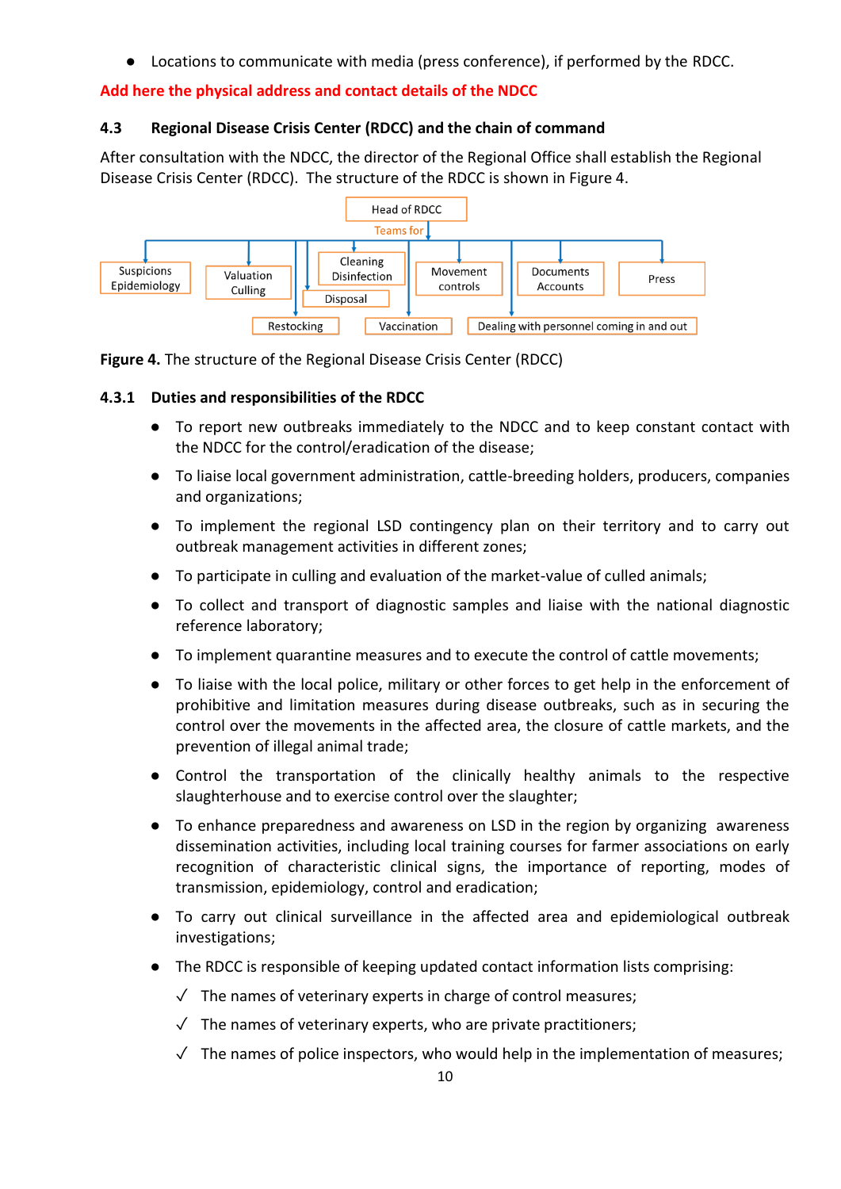- Locations to communicate with media (press conference), if performed by the RDCC.

**Add here the physical address and contact details of the NDCC**

### 4.3 Regional Disease Crisis Center (RDCC) and the chain of command

After consultation with the NDCC, the director of the Regional Office shall establish the Regional Disease Crisis Center (RDCC). The structure of the RDCC is shown in Figure 4.

Head of RDCC

Teams for

Suspicions Epidemiology | Valuation Culling | Cleaning Disinfection | Disposal | Movement controls | Documents Accounts | Press | Restocking | Vaccination | Dealing with personnel coming in and out

**Figure 4.** The structure of the Regional Disease Crisis Center (RDCC)

#### 4.3.1 Duties and responsibilities of the RDCC

- To report new outbreaks immediately to the NDCC and to keep constant contact with the NDCC for the control/eradication of the disease;
- To liaise local government administration, cattle-breeding holders, producers, companies and organizations;
- To implement the regional LSD contingency plan on their territory and to carry out outbreak management activities in different zones;
- To participate in culling and evaluation of the market-value of culled animals;
- To collect and transport of diagnostic samples and liaise with the national diagnostic reference laboratory;
- To implement quarantine measures and to execute the control of cattle movements;
- To liaise with the local police, military or other forces to get help in the enforcement of prohibitive and limitation measures during disease outbreaks, such as in securing the control over the movements in the affected area, the closure of cattle markets, and the prevention of illegal animal trade;
- Control the transportation of the clinically healthy animals to the respective slaughterhouse and to exercise control over the slaughter;
- To enhance preparedness and awareness on LSD in the region by organizing awareness dissemination activities, including local training courses for farmer associations on early recognition of characteristic clinical signs, the importance of reporting, modes of transmission, epidemiology, control and eradication;
- To carry out clinical surveillance in the affected area and epidemiological outbreak investigations;
- The RDCC is responsible of keeping updated contact information lists comprising:
  - ✓ The names of veterinary experts in charge of control measures;
  - ✓ The names of veterinary experts, who are private practitioners;
  - ✓ The names of police inspectors, who would help in the implementation of measures;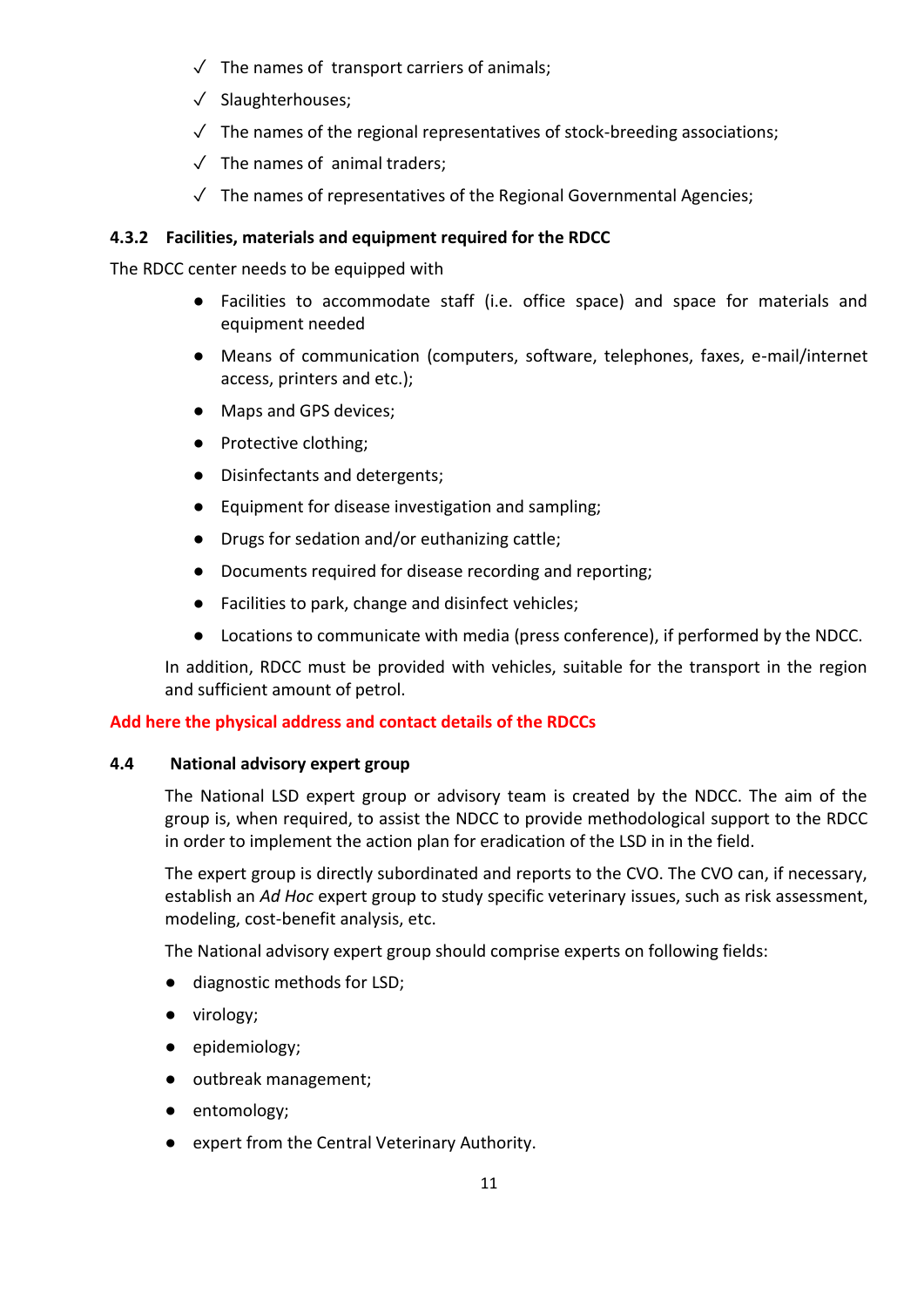- ✓ The names of transport carriers of animals;
- ✓ Slaughterhouses;
- ✓ The names of the regional representatives of stock-breeding associations;
- ✓ The names of animal traders;
- ✓ The names of representatives of the Regional Governmental Agencies;

#### 4.3.2 Facilities, materials and equipment required for the RDCC

The RDCC center needs to be equipped with

- Facilities to accommodate staff (i.e. office space) and space for materials and equipment needed
- Means of communication (computers, software, telephones, faxes, e-mail/internet access, printers and etc.);
- Maps and GPS devices;
- Protective clothing;
- Disinfectants and detergents;
- Equipment for disease investigation and sampling;
- Drugs for sedation and/or euthanizing cattle;
- Documents required for disease recording and reporting;
- Facilities to park, change and disinfect vehicles;
- Locations to communicate with media (press conference), if performed by the NDCC.

In addition, RDCC must be provided with vehicles, suitable for the transport in the region and sufficient amount of petrol.

**Add here the physical address and contact details of the RDCCs**

### 4.4 National advisory expert group

The National LSD expert group or advisory team is created by the NDCC. The aim of the group is, when required, to assist the NDCC to provide methodological support to the RDCC in order to implement the action plan for eradication of the LSD in in the field.

The expert group is directly subordinated and reports to the CVO. The CVO can, if necessary, establish an *Ad Hoc* expert group to study specific veterinary issues, such as risk assessment, modeling, cost-benefit analysis, etc.

The National advisory expert group should comprise experts on following fields:

- diagnostic methods for LSD;
- virology;
- epidemiology;
- outbreak management;
- entomology;
- expert from the Central Veterinary Authority.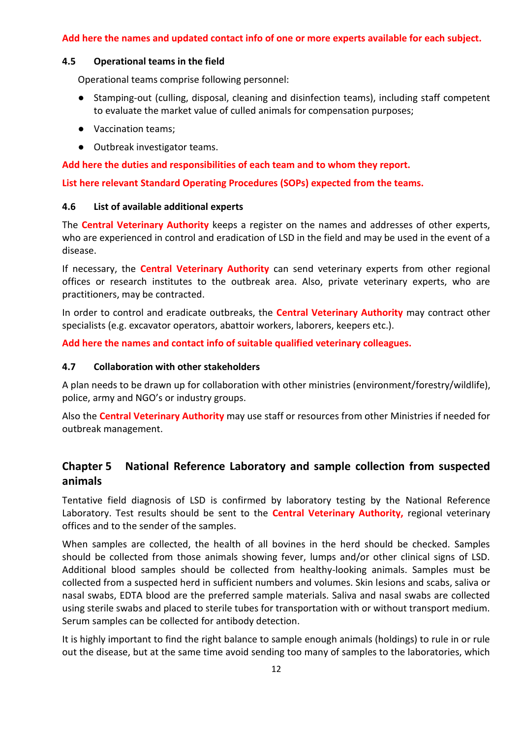**Add here the names and updated contact info of one or more experts available for each subject.**

### 4.5 Operational teams in the field

Operational teams comprise following personnel:

- Stamping-out (culling, disposal, cleaning and disinfection teams), including staff competent to evaluate the market value of culled animals for compensation purposes;
- Vaccination teams;
- Outbreak investigator teams.

**Add here the duties and responsibilities of each team and to whom they report.**

**List here relevant Standard Operating Procedures (SOPs) expected from the teams.**

### 4.6 List of available additional experts

The **Central Veterinary Authority** keeps a register on the names and addresses of other experts, who are experienced in control and eradication of LSD in the field and may be used in the event of a disease.

If necessary, the **Central Veterinary Authority** can send veterinary experts from other regional offices or research institutes to the outbreak area. Also, private veterinary experts, who are practitioners, may be contracted.

In order to control and eradicate outbreaks, the **Central Veterinary Authority** may contract other specialists (e.g. excavator operators, abattoir workers, laborers, keepers etc.).

**Add here the names and contact info of suitable qualified veterinary colleagues.**

### 4.7 Collaboration with other stakeholders

A plan needs to be drawn up for collaboration with other ministries (environment/forestry/wildlife), police, army and NGO's or industry groups.

Also the **Central Veterinary Authority** may use staff or resources from other Ministries if needed for outbreak management.

## Chapter 5 National Reference Laboratory and sample collection from suspected animals

Tentative field diagnosis of LSD is confirmed by laboratory testing by the National Reference Laboratory. Test results should be sent to the **Central Veterinary Authority,** regional veterinary offices and to the sender of the samples.

When samples are collected, the health of all bovines in the herd should be checked. Samples should be collected from those animals showing fever, lumps and/or other clinical signs of LSD. Additional blood samples should be collected from healthy-looking animals. Samples must be collected from a suspected herd in sufficient numbers and volumes. Skin lesions and scabs, saliva or nasal swabs, EDTA blood are the preferred sample materials. Saliva and nasal swabs are collected using sterile swabs and placed to sterile tubes for transportation with or without transport medium. Serum samples can be collected for antibody detection.

It is highly important to find the right balance to sample enough animals (holdings) to rule in or rule out the disease, but at the same time avoid sending too many of samples to the laboratories, which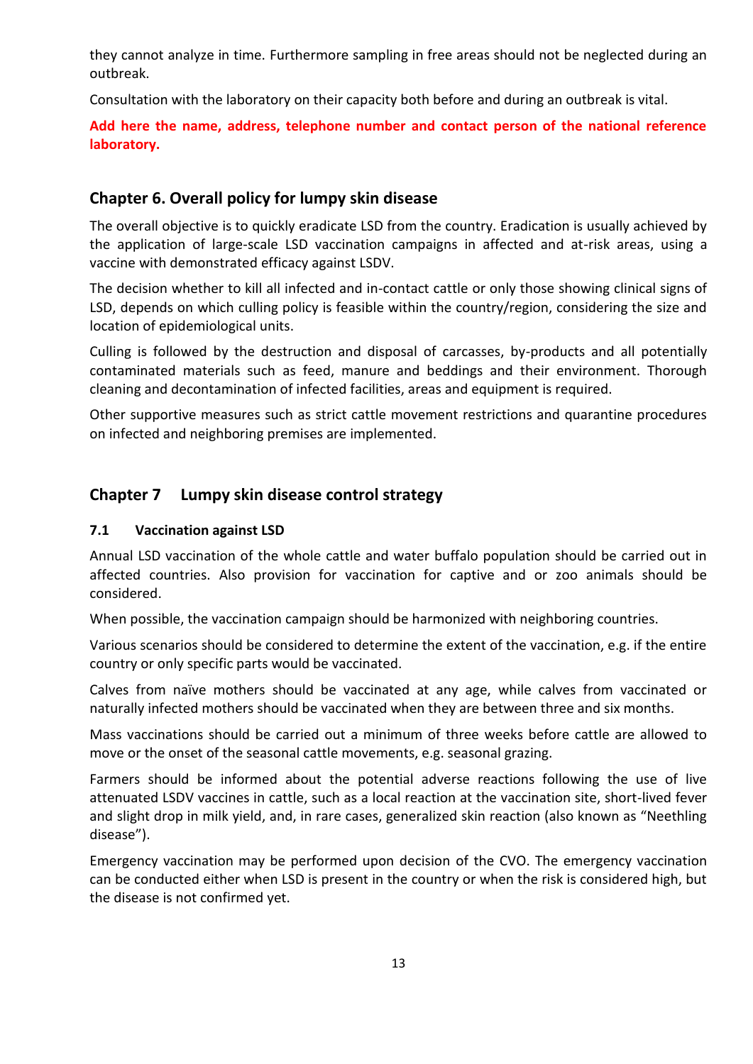they cannot analyze in time. Furthermore sampling in free areas should not be neglected during an outbreak.

Consultation with the laboratory on their capacity both before and during an outbreak is vital.

**Add here the name, address, telephone number and contact person of the national reference laboratory.**

## Chapter 6. Overall policy for lumpy skin disease

The overall objective is to quickly eradicate LSD from the country. Eradication is usually achieved by the application of large-scale LSD vaccination campaigns in affected and at-risk areas, using a vaccine with demonstrated efficacy against LSDV.

The decision whether to kill all infected and in-contact cattle or only those showing clinical signs of LSD, depends on which culling policy is feasible within the country/region, considering the size and location of epidemiological units.

Culling is followed by the destruction and disposal of carcasses, by-products and all potentially contaminated materials such as feed, manure and beddings and their environment. Thorough cleaning and decontamination of infected facilities, areas and equipment is required.

Other supportive measures such as strict cattle movement restrictions and quarantine procedures on infected and neighboring premises are implemented.

## Chapter 7 Lumpy skin disease control strategy

### 7.1 Vaccination against LSD

Annual LSD vaccination of the whole cattle and water buffalo population should be carried out in affected countries. Also provision for vaccination for captive and or zoo animals should be considered.

When possible, the vaccination campaign should be harmonized with neighboring countries.

Various scenarios should be considered to determine the extent of the vaccination, e.g. if the entire country or only specific parts would be vaccinated.

Calves from naïve mothers should be vaccinated at any age, while calves from vaccinated or naturally infected mothers should be vaccinated when they are between three and six months.

Mass vaccinations should be carried out a minimum of three weeks before cattle are allowed to move or the onset of the seasonal cattle movements, e.g. seasonal grazing.

Farmers should be informed about the potential adverse reactions following the use of live attenuated LSDV vaccines in cattle, such as a local reaction at the vaccination site, short-lived fever and slight drop in milk yield, and, in rare cases, generalized skin reaction (also known as "Neethling disease").

Emergency vaccination may be performed upon decision of the CVO. The emergency vaccination can be conducted either when LSD is present in the country or when the risk is considered high, but the disease is not confirmed yet.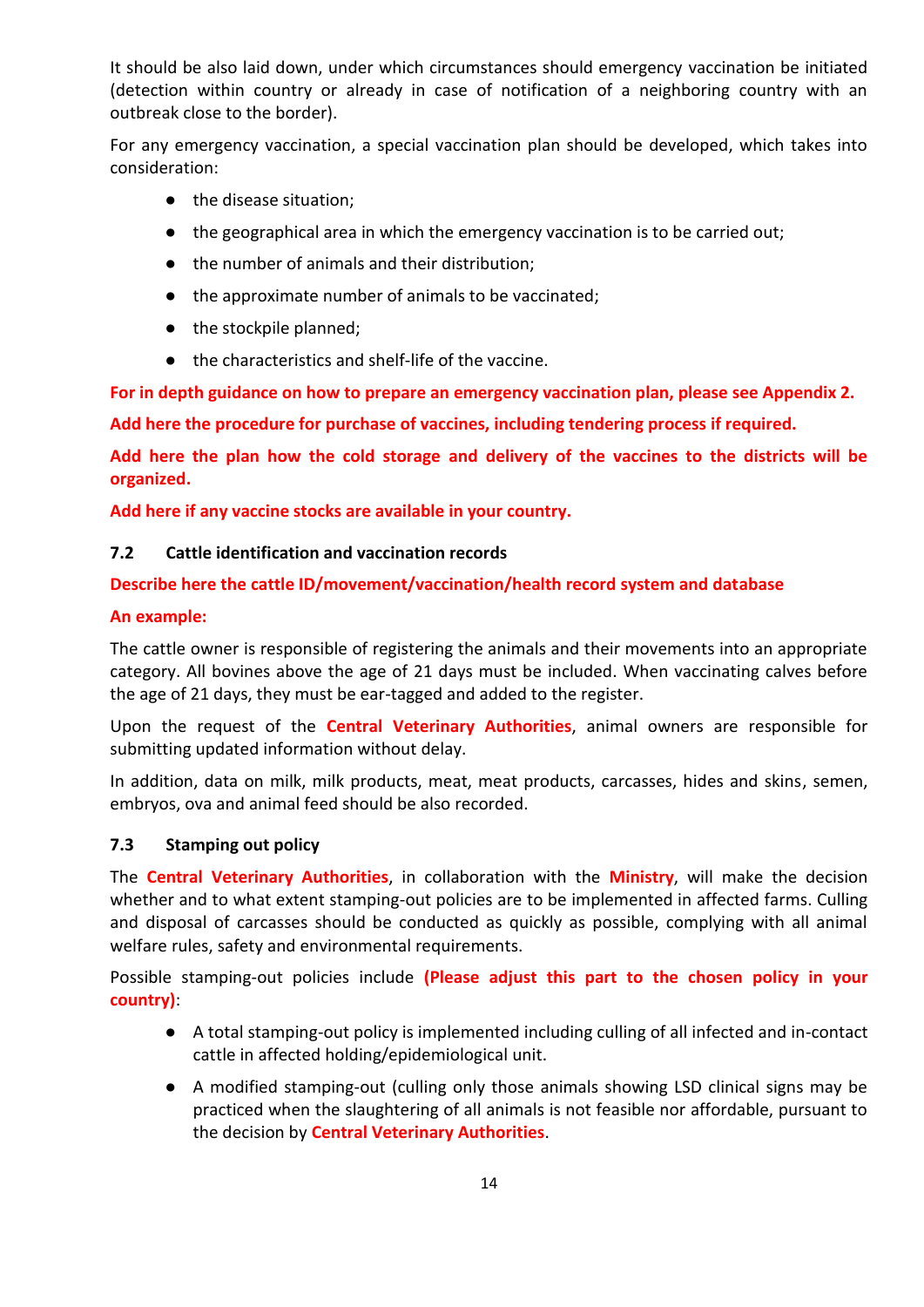It should be also laid down, under which circumstances should emergency vaccination be initiated (detection within country or already in case of notification of a neighboring country with an outbreak close to the border).

For any emergency vaccination, a special vaccination plan should be developed, which takes into consideration:

- the disease situation;
- the geographical area in which the emergency vaccination is to be carried out;
- the number of animals and their distribution;
- the approximate number of animals to be vaccinated;
- the stockpile planned;
- the characteristics and shelf-life of the vaccine.

**For in depth guidance on how to prepare an emergency vaccination plan, please see Appendix 2.**

**Add here the procedure for purchase of vaccines, including tendering process if required.**

**Add here the plan how the cold storage and delivery of the vaccines to the districts will be organized.**

**Add here if any vaccine stocks are available in your country.**

### 7.2 Cattle identification and vaccination records

**Describe here the cattle ID/movement/vaccination/health record system and database**

**An example:**

The cattle owner is responsible of registering the animals and their movements into an appropriate category. All bovines above the age of 21 days must be included. When vaccinating calves before the age of 21 days, they must be ear-tagged and added to the register.

Upon the request of the **Central Veterinary Authorities**, animal owners are responsible for submitting updated information without delay.

In addition, data on milk, milk products, meat, meat products, carcasses, hides and skins, semen, embryos, ova and animal feed should be also recorded.

### 7.3 Stamping out policy

The **Central Veterinary Authorities**, in collaboration with the **Ministry**, will make the decision whether and to what extent stamping-out policies are to be implemented in affected farms. Culling and disposal of carcasses should be conducted as quickly as possible, complying with all animal welfare rules, safety and environmental requirements.

Possible stamping-out policies include **(Please adjust this part to the chosen policy in your country)**:

- A total stamping-out policy is implemented including culling of all infected and in-contact cattle in affected holding/epidemiological unit.
- A modified stamping-out (culling only those animals showing LSD clinical signs may be practiced when the slaughtering of all animals is not feasible nor affordable, pursuant to the decision by **Central Veterinary Authorities**.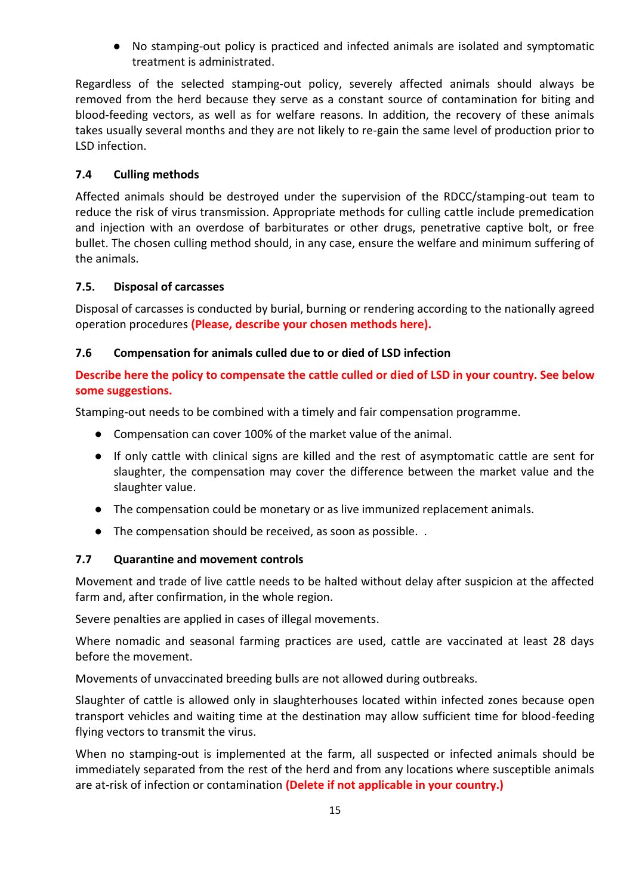- No stamping-out policy is practiced and infected animals are isolated and symptomatic treatment is administrated.

Regardless of the selected stamping-out policy, severely affected animals should always be removed from the herd because they serve as a constant source of contamination for biting and blood-feeding vectors, as well as for welfare reasons. In addition, the recovery of these animals takes usually several months and they are not likely to re-gain the same level of production prior to LSD infection.

### 7.4 Culling methods

Affected animals should be destroyed under the supervision of the RDCC/stamping-out team to reduce the risk of virus transmission. Appropriate methods for culling cattle include premedication and injection with an overdose of barbiturates or other drugs, penetrative captive bolt, or free bullet. The chosen culling method should, in any case, ensure the welfare and minimum suffering of the animals.

### 7.5. Disposal of carcasses

Disposal of carcasses is conducted by burial, burning or rendering according to the nationally agreed operation procedures **(Please, describe your chosen methods here).**

### 7.6 Compensation for animals culled due to or died of LSD infection

**Describe here the policy to compensate the cattle culled or died of LSD in your country. See below some suggestions.**

Stamping-out needs to be combined with a timely and fair compensation programme.

- Compensation can cover 100% of the market value of the animal.
- If only cattle with clinical signs are killed and the rest of asymptomatic cattle are sent for slaughter, the compensation may cover the difference between the market value and the slaughter value.
- The compensation could be monetary or as live immunized replacement animals.
- The compensation should be received, as soon as possible. .

### 7.7 Quarantine and movement controls

Movement and trade of live cattle needs to be halted without delay after suspicion at the affected farm and, after confirmation, in the whole region.

Severe penalties are applied in cases of illegal movements.

Where nomadic and seasonal farming practices are used, cattle are vaccinated at least 28 days before the movement.

Movements of unvaccinated breeding bulls are not allowed during outbreaks.

Slaughter of cattle is allowed only in slaughterhouses located within infected zones because open transport vehicles and waiting time at the destination may allow sufficient time for blood-feeding flying vectors to transmit the virus.

When no stamping-out is implemented at the farm, all suspected or infected animals should be immediately separated from the rest of the herd and from any locations where susceptible animals are at-risk of infection or contamination **(Delete if not applicable in your country.)**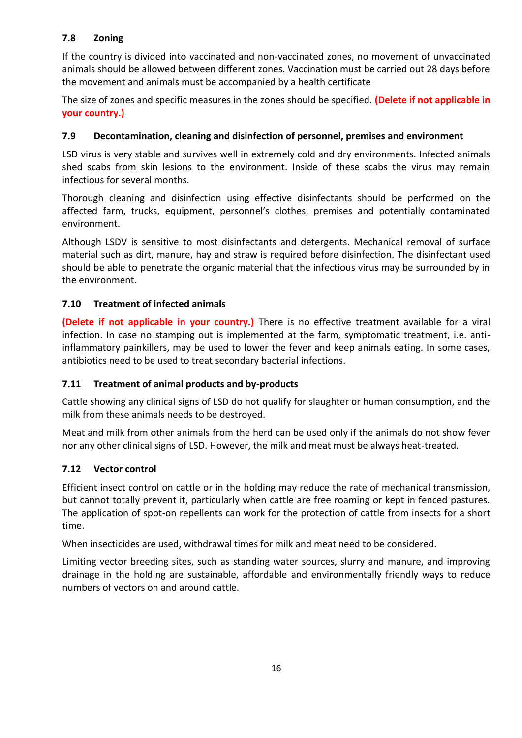### 7.8 Zoning

If the country is divided into vaccinated and non-vaccinated zones, no movement of unvaccinated animals should be allowed between different zones. Vaccination must be carried out 28 days before the movement and animals must be accompanied by a health certificate

The size of zones and specific measures in the zones should be specified. **(Delete if not applicable in your country.)**

### 7.9 Decontamination, cleaning and disinfection of personnel, premises and environment

LSD virus is very stable and survives well in extremely cold and dry environments. Infected animals shed scabs from skin lesions to the environment. Inside of these scabs the virus may remain infectious for several months.

Thorough cleaning and disinfection using effective disinfectants should be performed on the affected farm, trucks, equipment, personnel's clothes, premises and potentially contaminated environment.

Although LSDV is sensitive to most disinfectants and detergents. Mechanical removal of surface material such as dirt, manure, hay and straw is required before disinfection. The disinfectant used should be able to penetrate the organic material that the infectious virus may be surrounded by in the environment.

### 7.10 Treatment of infected animals

**(Delete if not applicable in your country.)** There is no effective treatment available for a viral infection. In case no stamping out is implemented at the farm, symptomatic treatment, i.e. anti-inflammatory painkillers, may be used to lower the fever and keep animals eating. In some cases, antibiotics need to be used to treat secondary bacterial infections.

### 7.11 Treatment of animal products and by-products

Cattle showing any clinical signs of LSD do not qualify for slaughter or human consumption, and the milk from these animals needs to be destroyed.

Meat and milk from other animals from the herd can be used only if the animals do not show fever nor any other clinical signs of LSD. However, the milk and meat must be always heat-treated.

### 7.12 Vector control

Efficient insect control on cattle or in the holding may reduce the rate of mechanical transmission, but cannot totally prevent it, particularly when cattle are free roaming or kept in fenced pastures. The application of spot-on repellents can work for the protection of cattle from insects for a short time.

When insecticides are used, withdrawal times for milk and meat need to be considered.

Limiting vector breeding sites, such as standing water sources, slurry and manure, and improving drainage in the holding are sustainable, affordable and environmentally friendly ways to reduce numbers of vectors on and around cattle.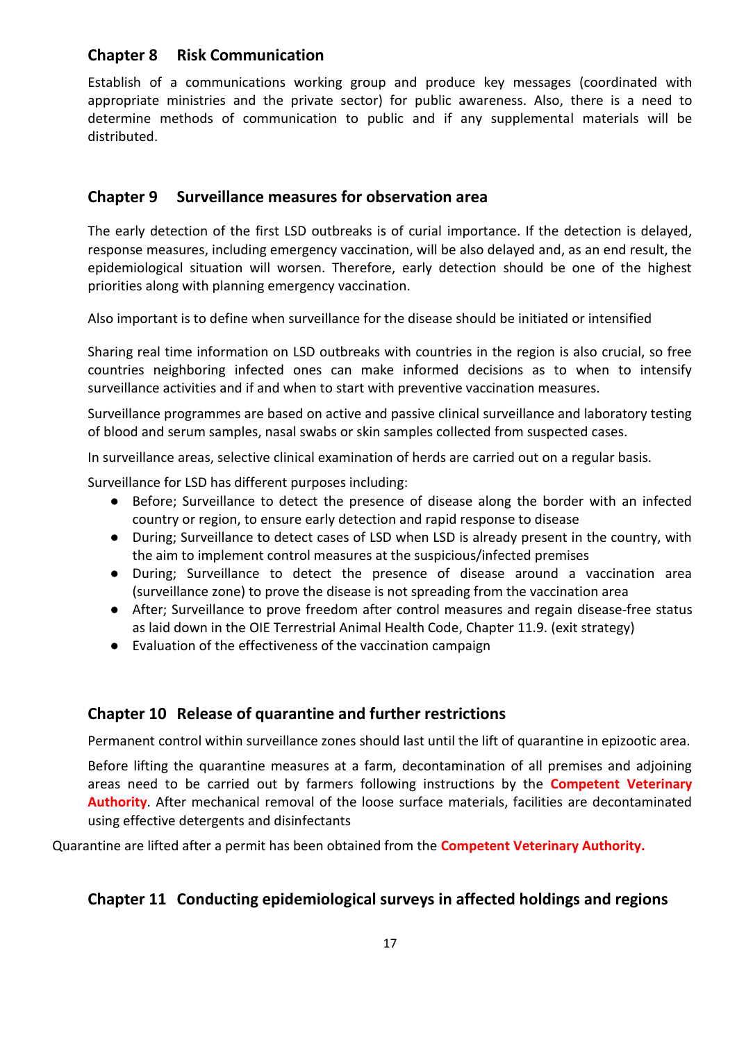## Chapter 8 Risk Communication

Establish of a communications working group and produce key messages (coordinated with appropriate ministries and the private sector) for public awareness. Also, there is a need to determine methods of communication to public and if any supplemental materials will be distributed.

## Chapter 9 Surveillance measures for observation area

The early detection of the first LSD outbreaks is of curial importance. If the detection is delayed, response measures, including emergency vaccination, will be also delayed and, as an end result, the epidemiological situation will worsen. Therefore, early detection should be one of the highest priorities along with planning emergency vaccination.

Also important is to define when surveillance for the disease should be initiated or intensified

Sharing real time information on LSD outbreaks with countries in the region is also crucial, so free countries neighboring infected ones can make informed decisions as to when to intensify surveillance activities and if and when to start with preventive vaccination measures.

Surveillance programmes are based on active and passive clinical surveillance and laboratory testing of blood and serum samples, nasal swabs or skin samples collected from suspected cases.

In surveillance areas, selective clinical examination of herds are carried out on a regular basis.

Surveillance for LSD has different purposes including:

- Before; Surveillance to detect the presence of disease along the border with an infected country or region, to ensure early detection and rapid response to disease
- During; Surveillance to detect cases of LSD when LSD is already present in the country, with the aim to implement control measures at the suspicious/infected premises
- During; Surveillance to detect the presence of disease around a vaccination area (surveillance zone) to prove the disease is not spreading from the vaccination area
- After; Surveillance to prove freedom after control measures and regain disease-free status as laid down in the OIE Terrestrial Animal Health Code, Chapter 11.9. (exit strategy)
- Evaluation of the effectiveness of the vaccination campaign

## Chapter 10 Release of quarantine and further restrictions

Permanent control within surveillance zones should last until the lift of quarantine in epizootic area.

Before lifting the quarantine measures at a farm, decontamination of all premises and adjoining areas need to be carried out by farmers following instructions by the **Competent Veterinary Authority**. After mechanical removal of the loose surface materials, facilities are decontaminated using effective detergents and disinfectants

Quarantine are lifted after a permit has been obtained from the **Competent Veterinary Authority.**

## Chapter 11 Conducting epidemiological surveys in affected holdings and regions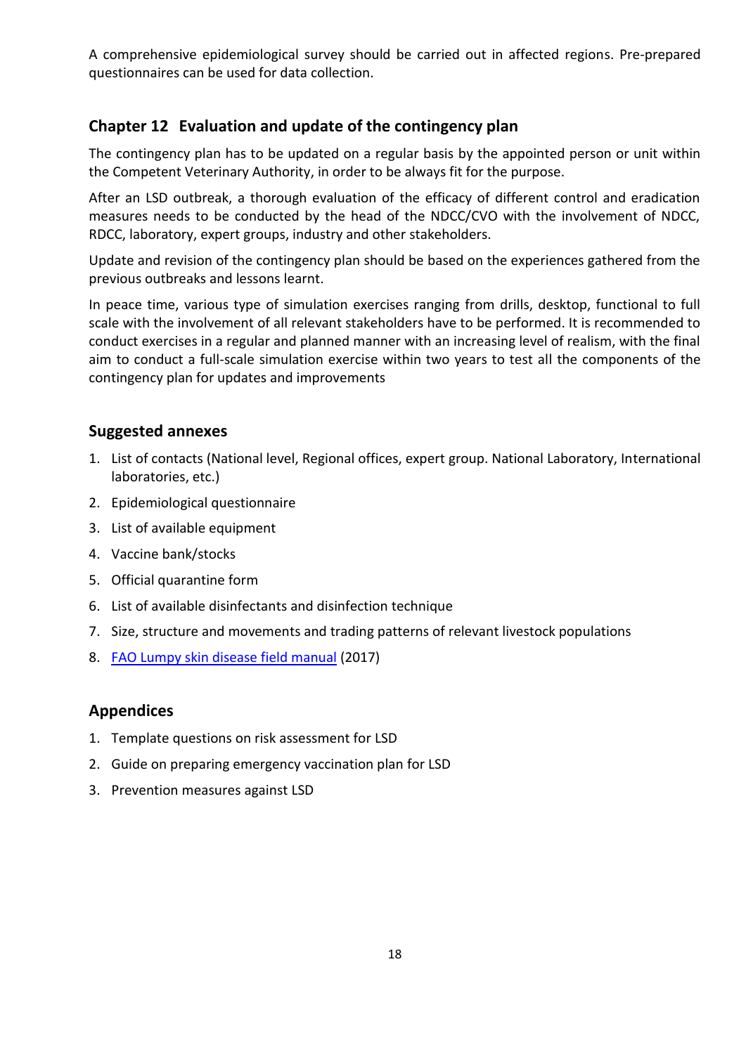A comprehensive epidemiological survey should be carried out in affected regions. Pre-prepared questionnaires can be used for data collection.

## Chapter 12 Evaluation and update of the contingency plan

The contingency plan has to be updated on a regular basis by the appointed person or unit within the Competent Veterinary Authority, in order to be always fit for the purpose.

After an LSD outbreak, a thorough evaluation of the efficacy of different control and eradication measures needs to be conducted by the head of the NDCC/CVO with the involvement of NDCC, RDCC, laboratory, expert groups, industry and other stakeholders.

Update and revision of the contingency plan should be based on the experiences gathered from the previous outbreaks and lessons learnt.

In peace time, various type of simulation exercises ranging from drills, desktop, functional to full scale with the involvement of all relevant stakeholders have to be performed. It is recommended to conduct exercises in a regular and planned manner with an increasing level of realism, with the final aim to conduct a full-scale simulation exercise within two years to test all the components of the contingency plan for updates and improvements

## Suggested annexes

1. List of contacts (National level, Regional offices, expert group. National Laboratory, International laboratories, etc.)
2. Epidemiological questionnaire
3. List of available equipment
4. Vaccine bank/stocks
5. Official quarantine form
6. List of available disinfectants and disinfection technique
7. Size, structure and movements and trading patterns of relevant livestock populations
8. FAO Lumpy skin disease field manual (2017)

## Appendices

1. Template questions on risk assessment for LSD
2. Guide on preparing emergency vaccination plan for LSD
3. Prevention measures against LSD